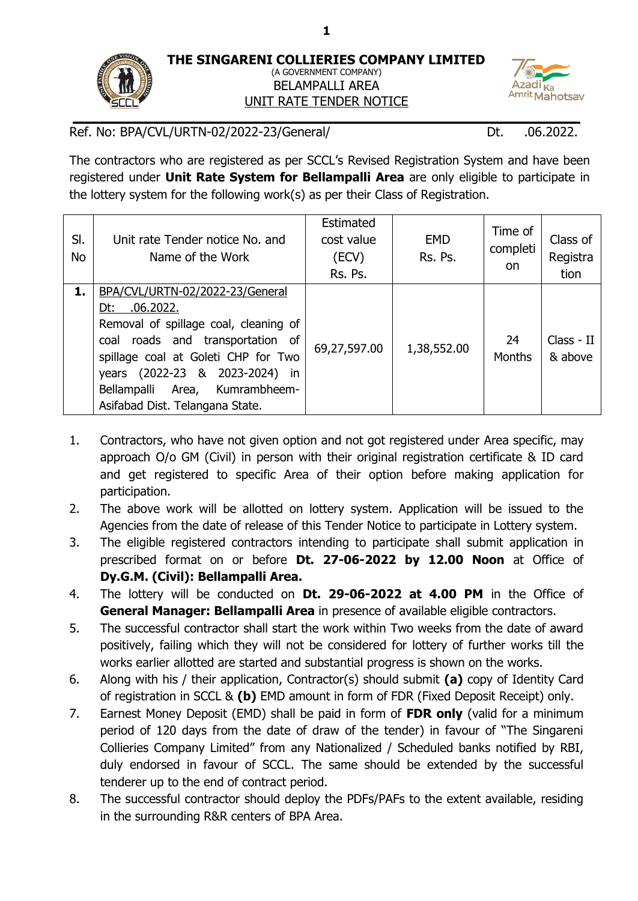# THE SINGARENI COLLIERIES COMPANY LIMITED

(A GOVERNMENT COMPANY)

BELAMPALLI AREA

UNIT RATE TENDER NOTICE

Ref. No: BPA/CVL/URTN-02/2022-23/General/ Dt. .06.2022.

The contractors who are registered as per SCCL's Revised Registration System and have been registered under **Unit Rate System for Bellampalli Area** are only eligible to participate in the lottery system for the following work(s) as per their Class of Registration.

| Sl. No | Unit rate Tender notice No. and Name of the Work | Estimated cost value (ECV) Rs. Ps. | EMD Rs. Ps. | Time of completion | Class of Registration |
|---|---|---|---|---|---|
| **1.** | BPA/CVL/URTN-02/2022-23/General Dt: .06.2022. Removal of spillage coal, cleaning of coal roads and transportation of spillage coal at Goleti CHP for Two years (2022-23 & 2023-2024) in Bellampalli Area, Kumrambheem-Asifabad Dist. Telangana State. | 69,27,597.00 | 1,38,552.00 | 24 Months | Class - II & above |

1. Contractors, who have not given option and not got registered under Area specific, may approach O/o GM (Civil) in person with their original registration certificate & ID card and get registered to specific Area of their option before making application for participation.
2. The above work will be allotted on lottery system. Application will be issued to the Agencies from the date of release of this Tender Notice to participate in Lottery system.
3. The eligible registered contractors intending to participate shall submit application in prescribed format on or before **Dt. 27-06-2022 by 12.00 Noon** at Office of **Dy.G.M. (Civil): Bellampalli Area.**
4. The lottery will be conducted on **Dt. 29-06-2022 at 4.00 PM** in the Office of **General Manager: Bellampalli Area** in presence of available eligible contractors.
5. The successful contractor shall start the work within Two weeks from the date of award positively, failing which they will not be considered for lottery of further works till the works earlier allotted are started and substantial progress is shown on the works.
6. Along with his / their application, Contractor(s) should submit **(a)** copy of Identity Card of registration in SCCL & **(b)** EMD amount in form of FDR (Fixed Deposit Receipt) only.
7. Earnest Money Deposit (EMD) shall be paid in form of **FDR only** (valid for a minimum period of 120 days from the date of draw of the tender) in favour of "The Singareni Collieries Company Limited" from any Nationalized / Scheduled banks notified by RBI, duly endorsed in favour of SCCL. The same should be extended by the successful tenderer up to the end of contract period.
8. The successful contractor should deploy the PDFs/PAFs to the extent available, residing in the surrounding R&R centers of BPA Area.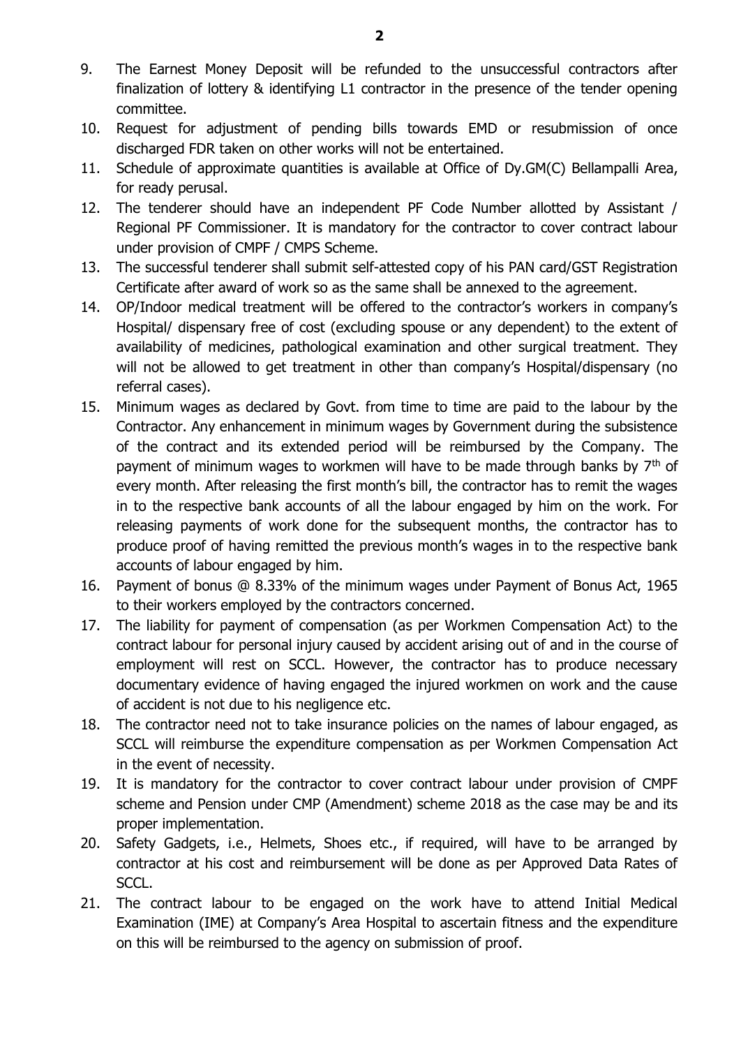9. The Earnest Money Deposit will be refunded to the unsuccessful contractors after finalization of lottery & identifying L1 contractor in the presence of the tender opening committee.
10. Request for adjustment of pending bills towards EMD or resubmission of once discharged FDR taken on other works will not be entertained.
11. Schedule of approximate quantities is available at Office of Dy.GM(C) Bellampalli Area, for ready perusal.
12. The tenderer should have an independent PF Code Number allotted by Assistant / Regional PF Commissioner. It is mandatory for the contractor to cover contract labour under provision of CMPF / CMPS Scheme.
13. The successful tenderer shall submit self-attested copy of his PAN card/GST Registration Certificate after award of work so as the same shall be annexed to the agreement.
14. OP/Indoor medical treatment will be offered to the contractor's workers in company's Hospital/ dispensary free of cost (excluding spouse or any dependent) to the extent of availability of medicines, pathological examination and other surgical treatment. They will not be allowed to get treatment in other than company's Hospital/dispensary (no referral cases).
15. Minimum wages as declared by Govt. from time to time are paid to the labour by the Contractor. Any enhancement in minimum wages by Government during the subsistence of the contract and its extended period will be reimbursed by the Company. The payment of minimum wages to workmen will have to be made through banks by 7th of every month. After releasing the first month's bill, the contractor has to remit the wages in to the respective bank accounts of all the labour engaged by him on the work. For releasing payments of work done for the subsequent months, the contractor has to produce proof of having remitted the previous month's wages in to the respective bank accounts of labour engaged by him.
16. Payment of bonus @ 8.33% of the minimum wages under Payment of Bonus Act, 1965 to their workers employed by the contractors concerned.
17. The liability for payment of compensation (as per Workmen Compensation Act) to the contract labour for personal injury caused by accident arising out of and in the course of employment will rest on SCCL. However, the contractor has to produce necessary documentary evidence of having engaged the injured workmen on work and the cause of accident is not due to his negligence etc.
18. The contractor need not to take insurance policies on the names of labour engaged, as SCCL will reimburse the expenditure compensation as per Workmen Compensation Act in the event of necessity.
19. It is mandatory for the contractor to cover contract labour under provision of CMPF scheme and Pension under CMP (Amendment) scheme 2018 as the case may be and its proper implementation.
20. Safety Gadgets, i.e., Helmets, Shoes etc., if required, will have to be arranged by contractor at his cost and reimbursement will be done as per Approved Data Rates of SCCL.
21. The contract labour to be engaged on the work have to attend Initial Medical Examination (IME) at Company's Area Hospital to ascertain fitness and the expenditure on this will be reimbursed to the agency on submission of proof.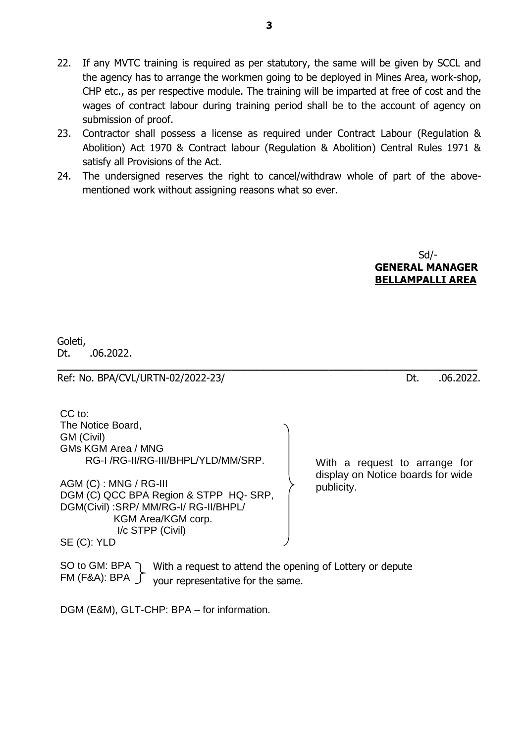22. If any MVTC training is required as per statutory, the same will be given by SCCL and the agency has to arrange the workmen going to be deployed in Mines Area, work-shop, CHP etc., as per respective module. The training will be imparted at free of cost and the wages of contract labour during training period shall be to the account of agency on submission of proof.
23. Contractor shall possess a license as required under Contract Labour (Regulation & Abolition) Act 1970 & Contract labour (Regulation & Abolition) Central Rules 1971 & satisfy all Provisions of the Act.
24. The undersigned reserves the right to cancel/withdraw whole of part of the above-mentioned work without assigning reasons what so ever.

Sd/-
**GENERAL MANAGER**
**BELLAMPALLI AREA**

Goleti,
Dt. .06.2022.

---

Ref: No. BPA/CVL/URTN-02/2022-23/ Dt. .06.2022.

CC to:
The Notice Board,
GM (Civil)
GMs KGM Area / MNG
RG-I /RG-II/RG-III/BHPL/YLD/MM/SRP.
AGM (C) : MNG / RG-III
DGM (C) QCC BPA Region & STPP HQ- SRP,
DGM(Civil) :SRP/ MM/RG-I/ RG-II/BHPL/
KGM Area/KGM corp.
I/c STPP (Civil)
SE (C): YLD

} With a request to arrange for display on Notice boards for wide publicity.

SO to GM: BPA
FM (F&A): BPA

} With a request to attend the opening of Lottery or depute your representative for the same.

DGM (E&M), GLT-CHP: BPA – for information.